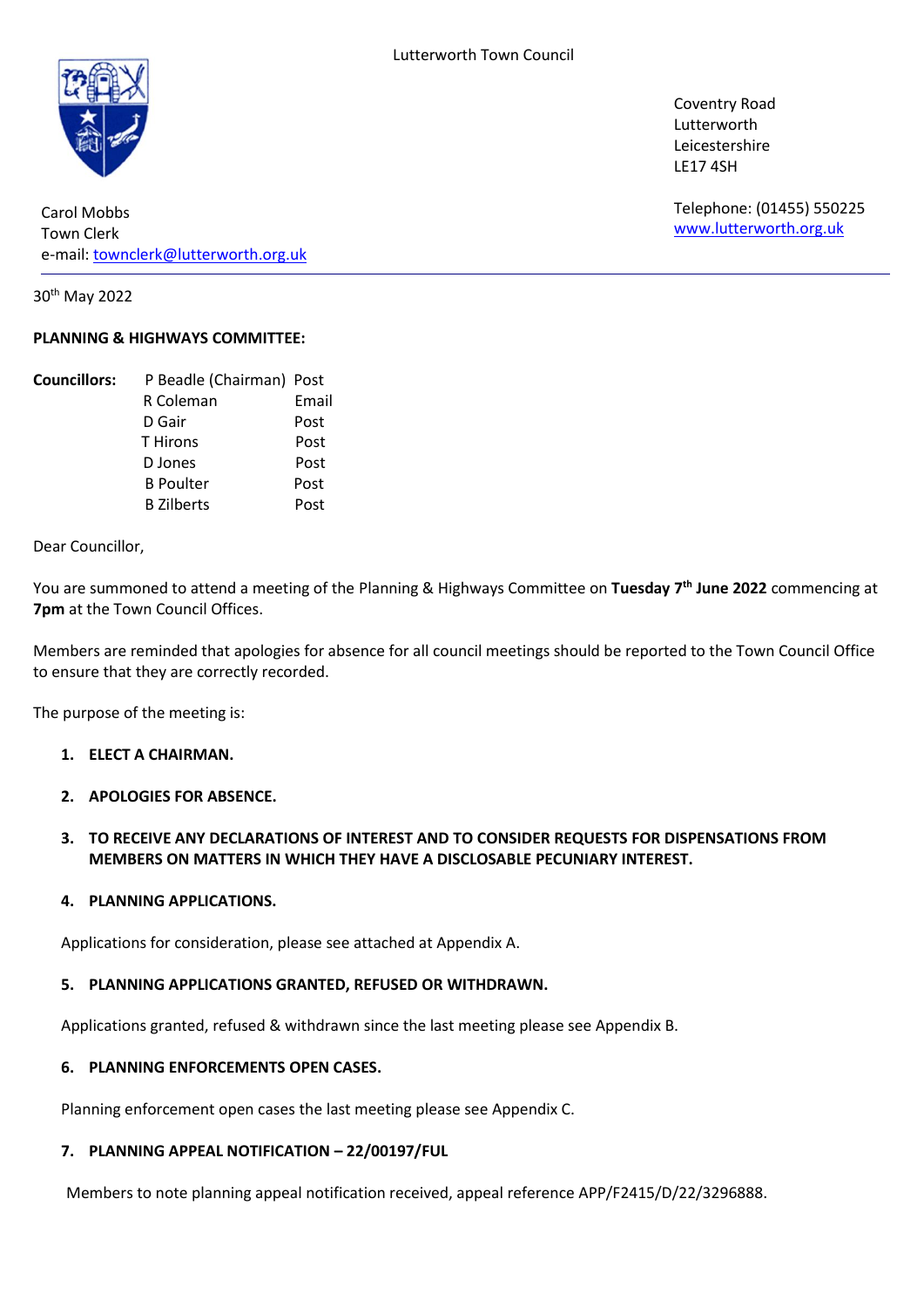Lutterworth Town Council

Coventry Road
Lutterworth
Leicestershire
LE17 4SH

Telephone: (01455) 550225
www.lutterworth.org.uk

Carol Mobbs
Town Clerk
e-mail: townclerk@lutterworth.org.uk

30th May 2022

**PLANNING & HIGHWAYS COMMITTEE:**

| **Councillors:** | P Beadle (Chairman) | Post |
|---|---|---|
| | R Coleman | Email |
| | D Gair | Post |
| | T Hirons | Post |
| | D Jones | Post |
| | B Poulter | Post |
| | B Zilberts | Post |

Dear Councillor,

You are summoned to attend a meeting of the Planning & Highways Committee on **Tuesday 7th June 2022** commencing at **7pm** at the Town Council Offices.

Members are reminded that apologies for absence for all council meetings should be reported to the Town Council Office to ensure that they are correctly recorded.

The purpose of the meeting is:

1. **ELECT A CHAIRMAN.**

2. **APOLOGIES FOR ABSENCE.**

3. **TO RECEIVE ANY DECLARATIONS OF INTEREST AND TO CONSIDER REQUESTS FOR DISPENSATIONS FROM MEMBERS ON MATTERS IN WHICH THEY HAVE A DISCLOSABLE PECUNIARY INTEREST.**

4. **PLANNING APPLICATIONS.**

   Applications for consideration, please see attached at Appendix A.

5. **PLANNING APPLICATIONS GRANTED, REFUSED OR WITHDRAWN.**

   Applications granted, refused & withdrawn since the last meeting please see Appendix B.

6. **PLANNING ENFORCEMENTS OPEN CASES.**

   Planning enforcement open cases the last meeting please see Appendix C.

7. **PLANNING APPEAL NOTIFICATION – 22/00197/FUL**

   Members to note planning appeal notification received, appeal reference APP/F2415/D/22/3296888.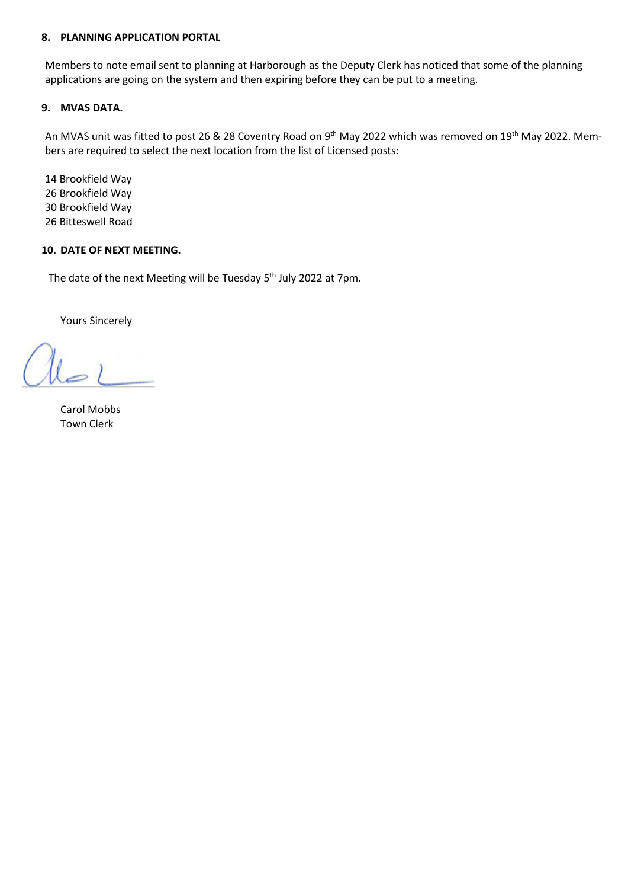## 8. PLANNING APPLICATION PORTAL

Members to note email sent to planning at Harborough as the Deputy Clerk has noticed that some of the planning applications are going on the system and then expiring before they can be put to a meeting.

## 9. MVAS DATA.

An MVAS unit was fitted to post 26 & 28 Coventry Road on 9th May 2022 which was removed on 19th May 2022. Members are required to select the next location from the list of Licensed posts:

14 Brookfield Way
26 Brookfield Way
30 Brookfield Way
26 Bitteswell Road

## 10. DATE OF NEXT MEETING.

The date of the next Meeting will be Tuesday 5th July 2022 at 7pm.

Yours Sincerely

Carol Mobbs
Town Clerk